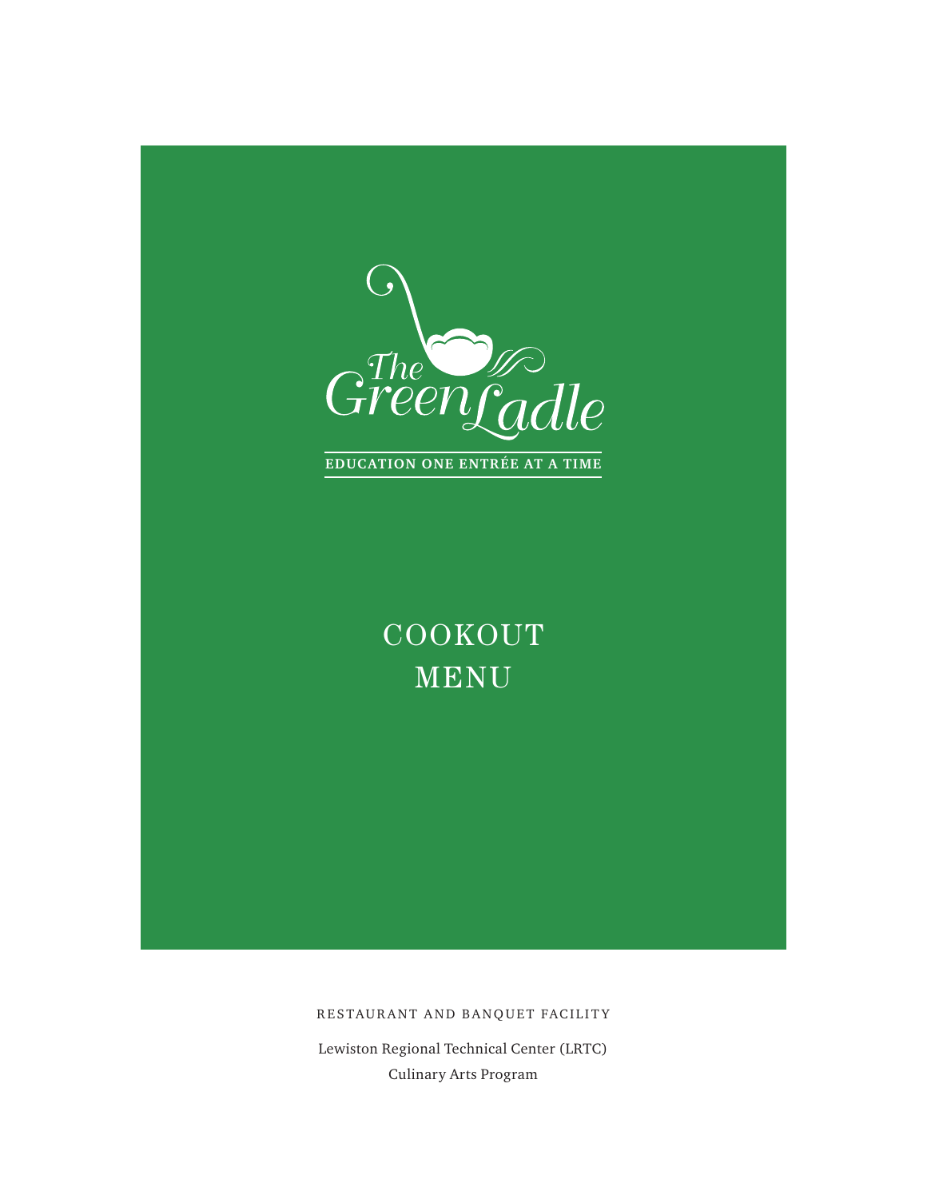# The Green Ladle

**EDUCATION ONE ENTRÉE AT A TIME**

## COOKOUT MENU

RESTAURANT AND BANQUET FACILITY

Lewiston Regional Technical Center (LRTC)

Culinary Arts Program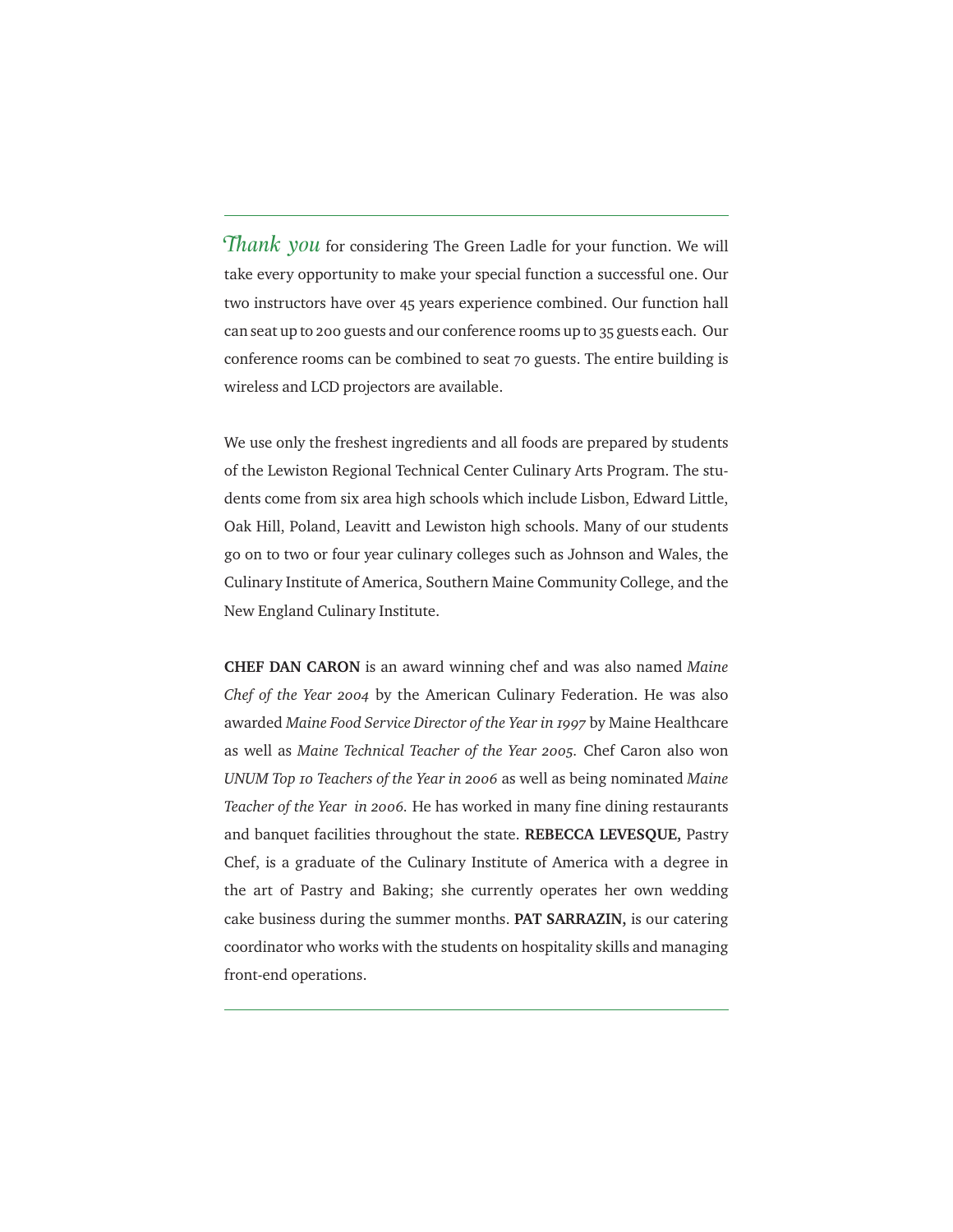*Thank you* for considering The Green Ladle for your function. We will take every opportunity to make your special function a successful one. Our two instructors have over 45 years experience combined. Our function hall can seat up to 200 guests and our conference rooms up to 35 guests each. Our conference rooms can be combined to seat 70 guests. The entire building is wireless and LCD projectors are available.

We use only the freshest ingredients and all foods are prepared by students of the Lewiston Regional Technical Center Culinary Arts Program. The students come from six area high schools which include Lisbon, Edward Little, Oak Hill, Poland, Leavitt and Lewiston high schools. Many of our students go on to two or four year culinary colleges such as Johnson and Wales, the Culinary Institute of America, Southern Maine Community College, and the New England Culinary Institute.

**CHEF DAN CARON** is an award winning chef and was also named *Maine Chef of the Year 2004* by the American Culinary Federation. He was also awarded *Maine Food Service Director of the Year in 1997* by Maine Healthcare as well as *Maine Technical Teacher of the Year 2005.* Chef Caron also won *UNUM Top 10 Teachers of the Year in 2006* as well as being nominated *Maine Teacher of the Year in 2006.* He has worked in many fine dining restaurants and banquet facilities throughout the state. **REBECCA LEVESQUE,** Pastry Chef, is a graduate of the Culinary Institute of America with a degree in the art of Pastry and Baking; she currently operates her own wedding cake business during the summer months. **PAT SARRAZIN,** is our catering coordinator who works with the students on hospitality skills and managing front-end operations.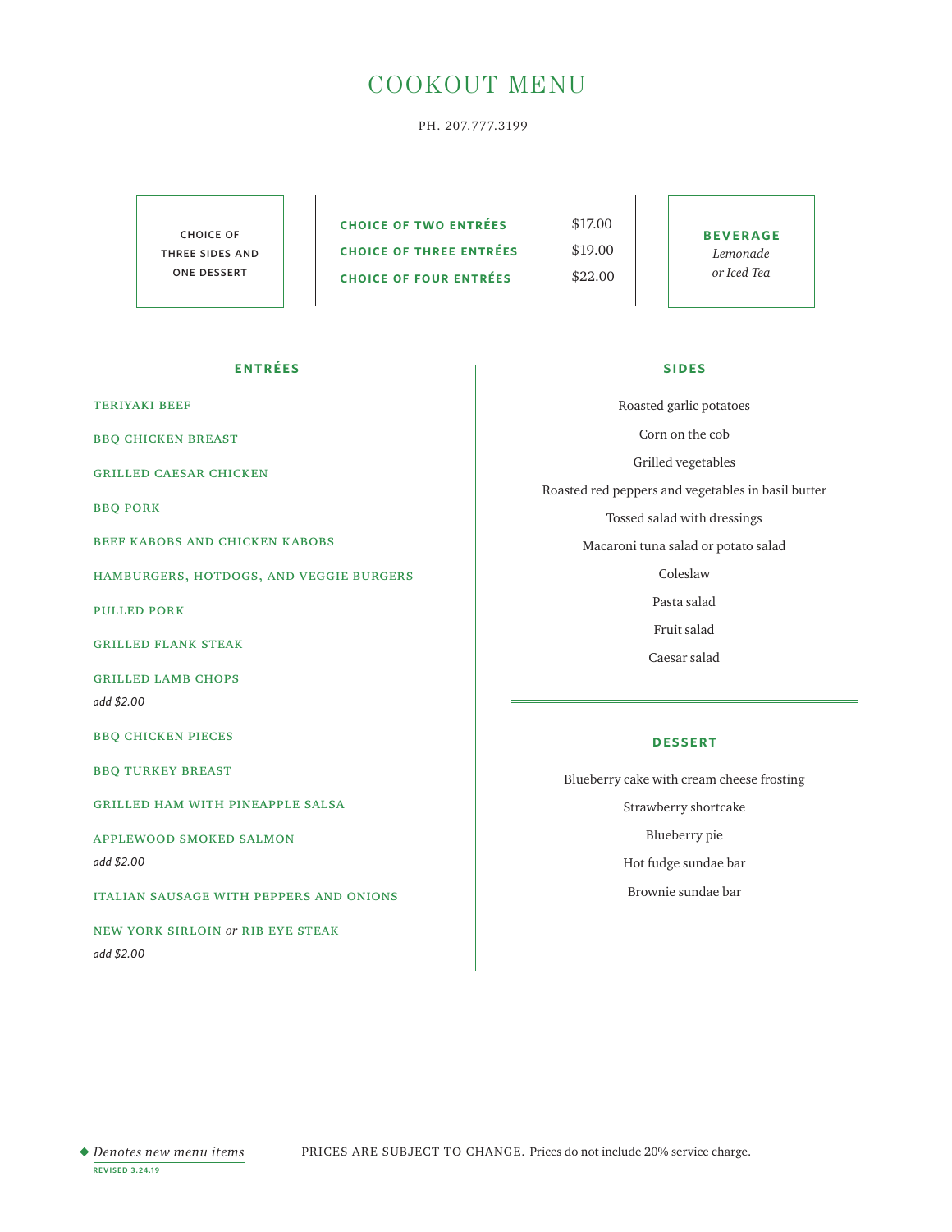# COOKOUT MENU

PH. 207.777.3199

CHOICE OF THREE SIDES AND ONE DESSERT

| | |
|---|---|
| **CHOICE OF TWO ENTRÉES** | $17.00 |
| **CHOICE OF THREE ENTRÉES** | $19.00 |
| **CHOICE OF FOUR ENTRÉES** | $22.00 |

**BEVERAGE**
*Lemonade or Iced Tea*

## ENTRÉES

TERIYAKI BEEF

BBQ CHICKEN BREAST

GRILLED CAESAR CHICKEN

BBQ PORK

BEEF KABOBS AND CHICKEN KABOBS

HAMBURGERS, HOTDOGS, AND VEGGIE BURGERS

PULLED PORK

GRILLED FLANK STEAK

GRILLED LAMB CHOPS
*add $2.00*

BBQ CHICKEN PIECES

BBQ TURKEY BREAST

GRILLED HAM WITH PINEAPPLE SALSA

APPLEWOOD SMOKED SALMON
*add $2.00*

ITALIAN SAUSAGE WITH PEPPERS AND ONIONS

NEW YORK SIRLOIN *or* RIB EYE STEAK
*add $2.00*

## SIDES

Roasted garlic potatoes

Corn on the cob

Grilled vegetables

Roasted red peppers and vegetables in basil butter

Tossed salad with dressings

Macaroni tuna salad or potato salad

Coleslaw

Pasta salad

Fruit salad

Caesar salad

## DESSERT

Blueberry cake with cream cheese frosting

Strawberry shortcake

Blueberry pie

Hot fudge sundae bar

Brownie sundae bar

◆ *Denotes new menu items*
REVISED 3.24.19

PRICES ARE SUBJECT TO CHANGE. Prices do not include 20% service charge.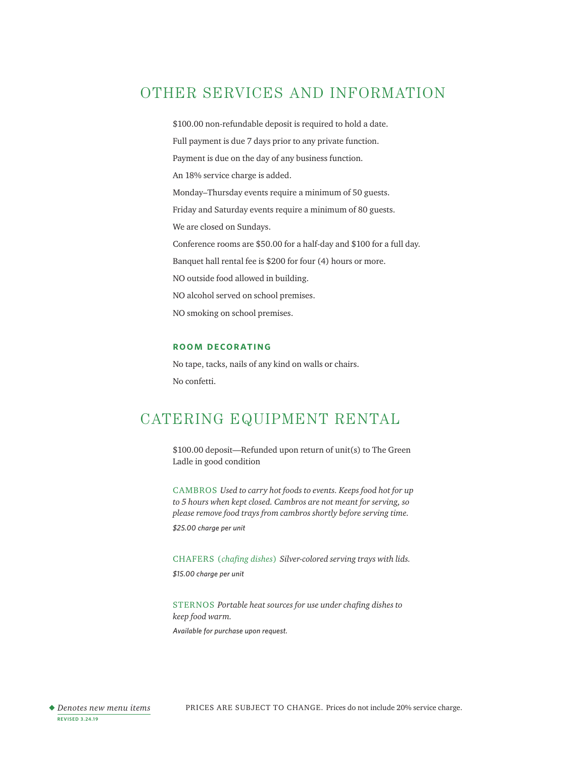# OTHER SERVICES AND INFORMATION

$100.00 non-refundable deposit is required to hold a date.

Full payment is due 7 days prior to any private function.

Payment is due on the day of any business function.

An 18% service charge is added.

Monday–Thursday events require a minimum of 50 guests.

Friday and Saturday events require a minimum of 80 guests.

We are closed on Sundays.

Conference rooms are $50.00 for a half-day and $100 for a full day.

Banquet hall rental fee is $200 for four (4) hours or more.

NO outside food allowed in building.

NO alcohol served on school premises.

NO smoking on school premises.

### ROOM DECORATING

No tape, tacks, nails of any kind on walls or chairs.

No confetti.

# CATERING EQUIPMENT RENTAL

$100.00 deposit—Refunded upon return of unit(s) to The Green Ladle in good condition

CAMBROS *Used to carry hot foods to events. Keeps food hot for up to 5 hours when kept closed. Cambros are not meant for serving, so please remove food trays from cambros shortly before serving time.*

*$25.00 charge per unit*

CHAFERS (*chafing dishes*) *Silver-colored serving trays with lids.*

*$15.00 charge per unit*

STERNOS *Portable heat sources for use under chafing dishes to keep food warm.*

*Available for purchase upon request.*

◆ *Denotes new menu items*

REVISED 3.24.19

PRICES ARE SUBJECT TO CHANGE. Prices do not include 20% service charge.